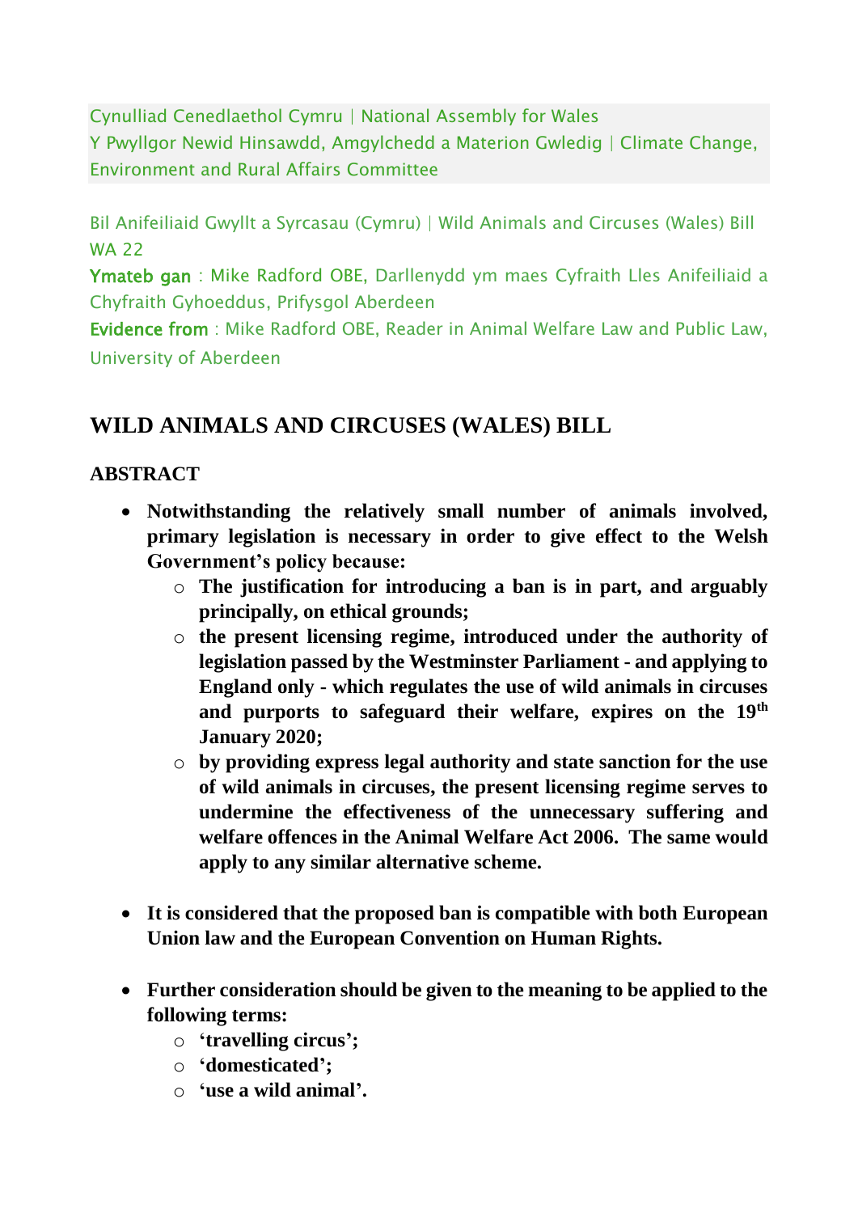Cynulliad Cenedlaethol Cymru | National Assembly for Wales
Y Pwyllgor Newid Hinsawdd, Amgylchedd a Materion Gwledig | Climate Change, Environment and Rural Affairs Committee

Bil Anifeiliaid Gwyllt a Syrcasau (Cymru) | Wild Animals and Circuses (Wales) Bill
WA 22

**Ymateb gan** : Mike Radford OBE, Darllenydd ym maes Cyfraith Lles Anifeiliaid a Chyfraith Gyhoeddus, Prifysgol Aberdeen

**Evidence from** : Mike Radford OBE, Reader in Animal Welfare Law and Public Law, University of Aberdeen

# WILD ANIMALS AND CIRCUSES (WALES) BILL

## ABSTRACT

- **Notwithstanding the relatively small number of animals involved, primary legislation is necessary in order to give effect to the Welsh Government's policy because:**
  - **The justification for introducing a ban is in part, and arguably principally, on ethical grounds;**
  - **the present licensing regime, introduced under the authority of legislation passed by the Westminster Parliament - and applying to England only - which regulates the use of wild animals in circuses and purports to safeguard their welfare, expires on the 19th January 2020;**
  - **by providing express legal authority and state sanction for the use of wild animals in circuses, the present licensing regime serves to undermine the effectiveness of the unnecessary suffering and welfare offences in the Animal Welfare Act 2006. The same would apply to any similar alternative scheme.**

- **It is considered that the proposed ban is compatible with both European Union law and the European Convention on Human Rights.**

- **Further consideration should be given to the meaning to be applied to the following terms:**
  - **'travelling circus';**
  - **'domesticated';**
  - **'use a wild animal'.**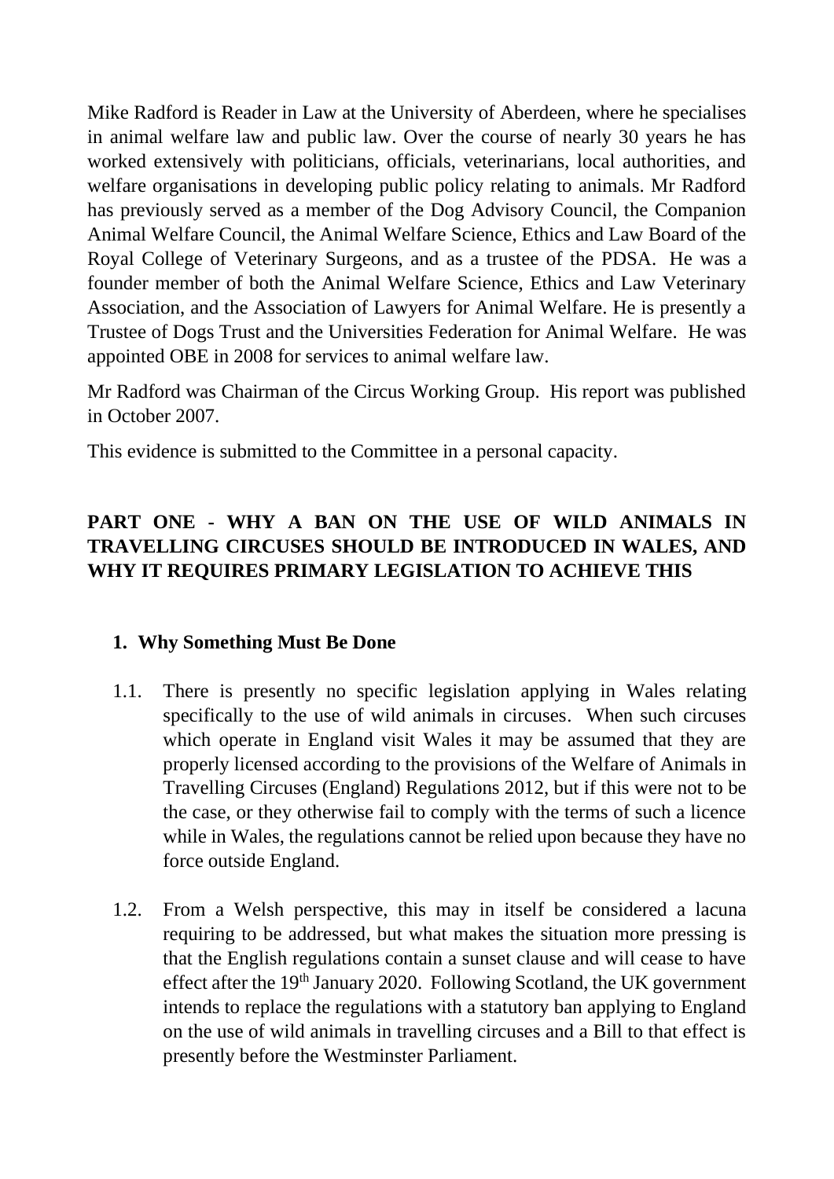Mike Radford is Reader in Law at the University of Aberdeen, where he specialises in animal welfare law and public law. Over the course of nearly 30 years he has worked extensively with politicians, officials, veterinarians, local authorities, and welfare organisations in developing public policy relating to animals. Mr Radford has previously served as a member of the Dog Advisory Council, the Companion Animal Welfare Council, the Animal Welfare Science, Ethics and Law Board of the Royal College of Veterinary Surgeons, and as a trustee of the PDSA. He was a founder member of both the Animal Welfare Science, Ethics and Law Veterinary Association, and the Association of Lawyers for Animal Welfare. He is presently a Trustee of Dogs Trust and the Universities Federation for Animal Welfare. He was appointed OBE in 2008 for services to animal welfare law.

Mr Radford was Chairman of the Circus Working Group. His report was published in October 2007.

This evidence is submitted to the Committee in a personal capacity.

## PART ONE - WHY A BAN ON THE USE OF WILD ANIMALS IN TRAVELLING CIRCUSES SHOULD BE INTRODUCED IN WALES, AND WHY IT REQUIRES PRIMARY LEGISLATION TO ACHIEVE THIS

### 1. Why Something Must Be Done

1.1. There is presently no specific legislation applying in Wales relating specifically to the use of wild animals in circuses. When such circuses which operate in England visit Wales it may be assumed that they are properly licensed according to the provisions of the Welfare of Animals in Travelling Circuses (England) Regulations 2012, but if this were not to be the case, or they otherwise fail to comply with the terms of such a licence while in Wales, the regulations cannot be relied upon because they have no force outside England.

1.2. From a Welsh perspective, this may in itself be considered a lacuna requiring to be addressed, but what makes the situation more pressing is that the English regulations contain a sunset clause and will cease to have effect after the 19th January 2020. Following Scotland, the UK government intends to replace the regulations with a statutory ban applying to England on the use of wild animals in travelling circuses and a Bill to that effect is presently before the Westminster Parliament.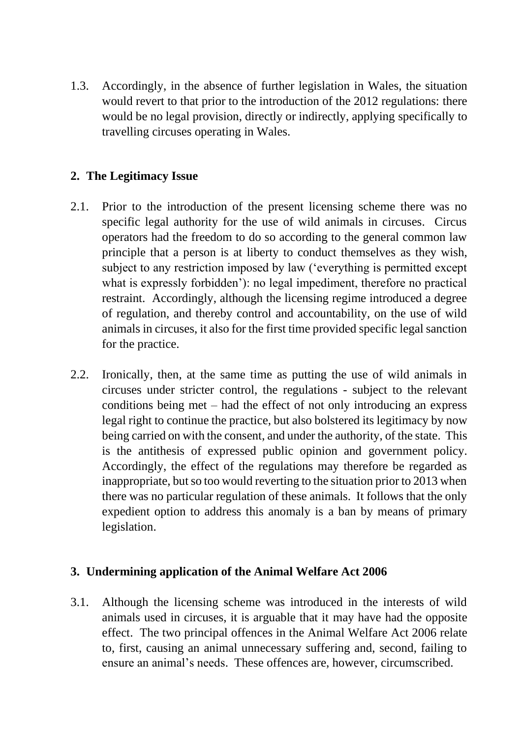1.3. Accordingly, in the absence of further legislation in Wales, the situation would revert to that prior to the introduction of the 2012 regulations: there would be no legal provision, directly or indirectly, applying specifically to travelling circuses operating in Wales.

## 2. The Legitimacy Issue

2.1. Prior to the introduction of the present licensing scheme there was no specific legal authority for the use of wild animals in circuses. Circus operators had the freedom to do so according to the general common law principle that a person is at liberty to conduct themselves as they wish, subject to any restriction imposed by law ('everything is permitted except what is expressly forbidden'): no legal impediment, therefore no practical restraint. Accordingly, although the licensing regime introduced a degree of regulation, and thereby control and accountability, on the use of wild animals in circuses, it also for the first time provided specific legal sanction for the practice.

2.2. Ironically, then, at the same time as putting the use of wild animals in circuses under stricter control, the regulations - subject to the relevant conditions being met – had the effect of not only introducing an express legal right to continue the practice, but also bolstered its legitimacy by now being carried on with the consent, and under the authority, of the state. This is the antithesis of expressed public opinion and government policy. Accordingly, the effect of the regulations may therefore be regarded as inappropriate, but so too would reverting to the situation prior to 2013 when there was no particular regulation of these animals. It follows that the only expedient option to address this anomaly is a ban by means of primary legislation.

## 3. Undermining application of the Animal Welfare Act 2006

3.1. Although the licensing scheme was introduced in the interests of wild animals used in circuses, it is arguable that it may have had the opposite effect. The two principal offences in the Animal Welfare Act 2006 relate to, first, causing an animal unnecessary suffering and, second, failing to ensure an animal's needs. These offences are, however, circumscribed.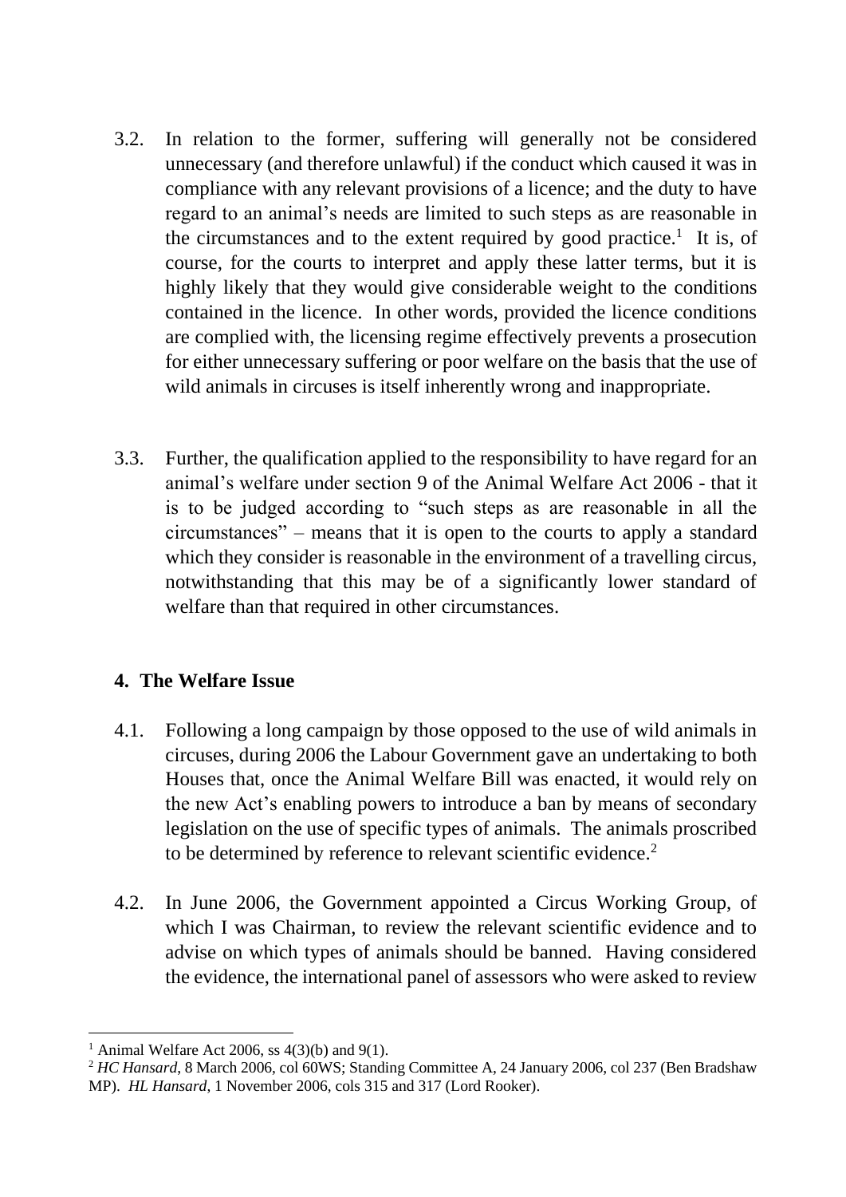3.2. In relation to the former, suffering will generally not be considered unnecessary (and therefore unlawful) if the conduct which caused it was in compliance with any relevant provisions of a licence; and the duty to have regard to an animal's needs are limited to such steps as are reasonable in the circumstances and to the extent required by good practice.[1] It is, of course, for the courts to interpret and apply these latter terms, but it is highly likely that they would give considerable weight to the conditions contained in the licence. In other words, provided the licence conditions are complied with, the licensing regime effectively prevents a prosecution for either unnecessary suffering or poor welfare on the basis that the use of wild animals in circuses is itself inherently wrong and inappropriate.

3.3. Further, the qualification applied to the responsibility to have regard for an animal's welfare under section 9 of the Animal Welfare Act 2006 - that it is to be judged according to "such steps as are reasonable in all the circumstances" – means that it is open to the courts to apply a standard which they consider is reasonable in the environment of a travelling circus, notwithstanding that this may be of a significantly lower standard of welfare than that required in other circumstances.

## 4. The Welfare Issue

4.1. Following a long campaign by those opposed to the use of wild animals in circuses, during 2006 the Labour Government gave an undertaking to both Houses that, once the Animal Welfare Bill was enacted, it would rely on the new Act's enabling powers to introduce a ban by means of secondary legislation on the use of specific types of animals. The animals proscribed to be determined by reference to relevant scientific evidence.[2]

4.2. In June 2006, the Government appointed a Circus Working Group, of which I was Chairman, to review the relevant scientific evidence and to advise on which types of animals should be banned. Having considered the evidence, the international panel of assessors who were asked to review

---

[1] Animal Welfare Act 2006, ss 4(3)(b) and 9(1).

[2] *HC Hansard*, 8 March 2006, col 60WS; Standing Committee A, 24 January 2006, col 237 (Ben Bradshaw MP). *HL Hansard*, 1 November 2006, cols 315 and 317 (Lord Rooker).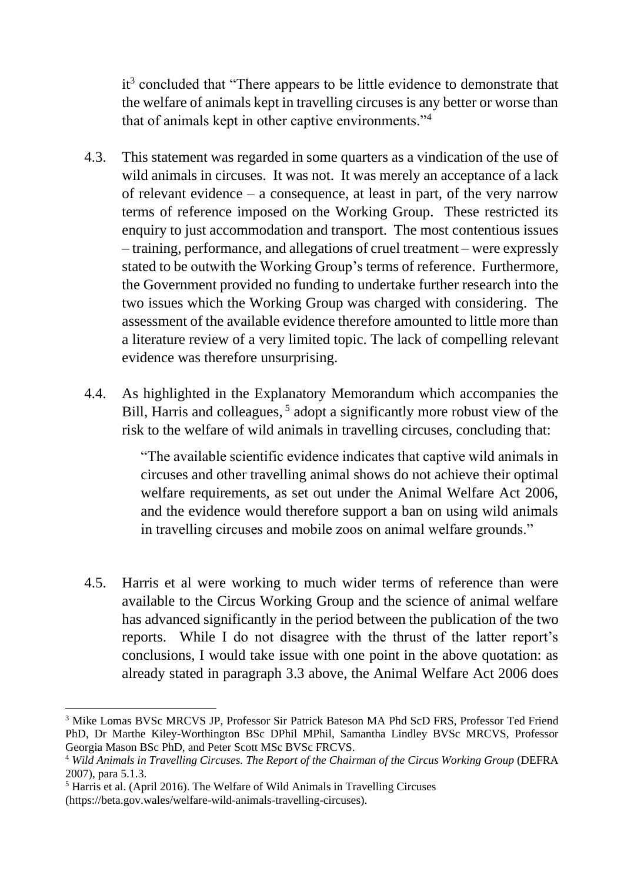it[3] concluded that "There appears to be little evidence to demonstrate that the welfare of animals kept in travelling circuses is any better or worse than that of animals kept in other captive environments."[4]

4.3. This statement was regarded in some quarters as a vindication of the use of wild animals in circuses. It was not. It was merely an acceptance of a lack of relevant evidence – a consequence, at least in part, of the very narrow terms of reference imposed on the Working Group. These restricted its enquiry to just accommodation and transport. The most contentious issues – training, performance, and allegations of cruel treatment – were expressly stated to be outwith the Working Group's terms of reference. Furthermore, the Government provided no funding to undertake further research into the two issues which the Working Group was charged with considering. The assessment of the available evidence therefore amounted to little more than a literature review of a very limited topic. The lack of compelling relevant evidence was therefore unsurprising.

4.4. As highlighted in the Explanatory Memorandum which accompanies the Bill, Harris and colleagues, [5] adopt a significantly more robust view of the risk to the welfare of wild animals in travelling circuses, concluding that:

> "The available scientific evidence indicates that captive wild animals in circuses and other travelling animal shows do not achieve their optimal welfare requirements, as set out under the Animal Welfare Act 2006, and the evidence would therefore support a ban on using wild animals in travelling circuses and mobile zoos on animal welfare grounds."

4.5. Harris et al were working to much wider terms of reference than were available to the Circus Working Group and the science of animal welfare has advanced significantly in the period between the publication of the two reports. While I do not disagree with the thrust of the latter report's conclusions, I would take issue with one point in the above quotation: as already stated in paragraph 3.3 above, the Animal Welfare Act 2006 does

---

[3] Mike Lomas BVSc MRCVS JP, Professor Sir Patrick Bateson MA Phd ScD FRS, Professor Ted Friend PhD, Dr Marthe Kiley-Worthington BSc DPhil MPhil, Samantha Lindley BVSc MRCVS, Professor Georgia Mason BSc PhD, and Peter Scott MSc BVSc FRCVS.

[4] *Wild Animals in Travelling Circuses. The Report of the Chairman of the Circus Working Group* (DEFRA 2007), para 5.1.3.

[5] Harris et al. (April 2016). The Welfare of Wild Animals in Travelling Circuses (https://beta.gov.wales/welfare-wild-animals-travelling-circuses).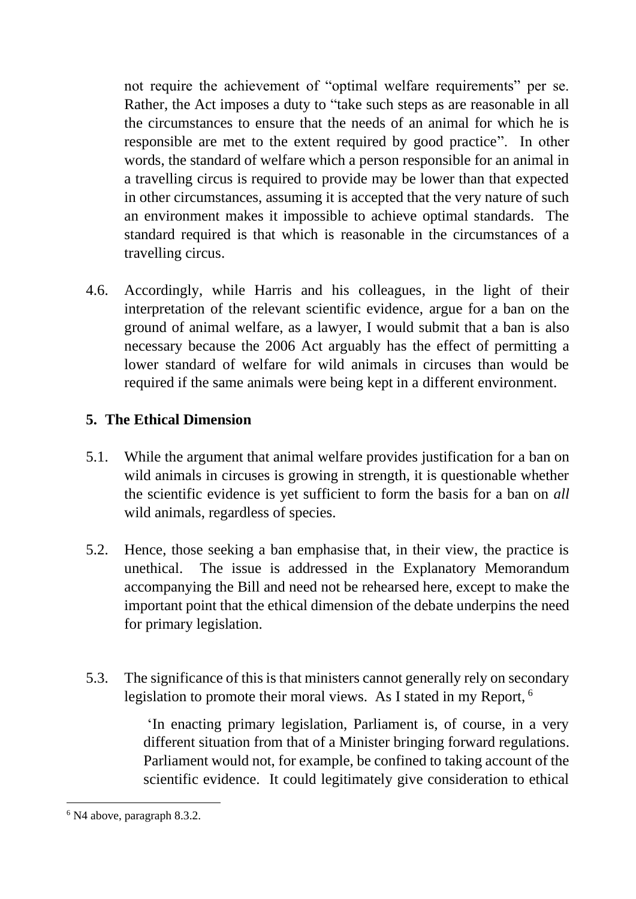not require the achievement of "optimal welfare requirements" per se. Rather, the Act imposes a duty to "take such steps as are reasonable in all the circumstances to ensure that the needs of an animal for which he is responsible are met to the extent required by good practice". In other words, the standard of welfare which a person responsible for an animal in a travelling circus is required to provide may be lower than that expected in other circumstances, assuming it is accepted that the very nature of such an environment makes it impossible to achieve optimal standards. The standard required is that which is reasonable in the circumstances of a travelling circus.

4.6. Accordingly, while Harris and his colleagues, in the light of their interpretation of the relevant scientific evidence, argue for a ban on the ground of animal welfare, as a lawyer, I would submit that a ban is also necessary because the 2006 Act arguably has the effect of permitting a lower standard of welfare for wild animals in circuses than would be required if the same animals were being kept in a different environment.

## 5. The Ethical Dimension

5.1. While the argument that animal welfare provides justification for a ban on wild animals in circuses is growing in strength, it is questionable whether the scientific evidence is yet sufficient to form the basis for a ban on *all* wild animals, regardless of species.

5.2. Hence, those seeking a ban emphasise that, in their view, the practice is unethical. The issue is addressed in the Explanatory Memorandum accompanying the Bill and need not be rehearsed here, except to make the important point that the ethical dimension of the debate underpins the need for primary legislation.

5.3. The significance of this is that ministers cannot generally rely on secondary legislation to promote their moral views. As I stated in my Report, [6]

> 'In enacting primary legislation, Parliament is, of course, in a very different situation from that of a Minister bringing forward regulations. Parliament would not, for example, be confined to taking account of the scientific evidence. It could legitimately give consideration to ethical

---

[6] N4 above, paragraph 8.3.2.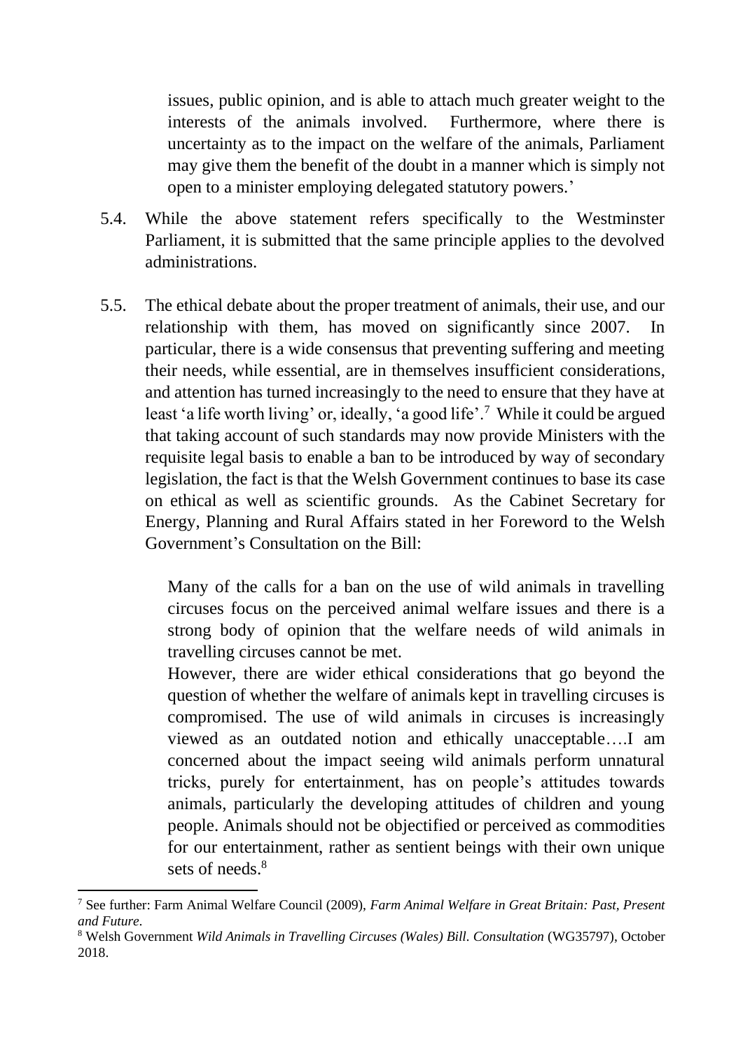> issues, public opinion, and is able to attach much greater weight to the interests of the animals involved. Furthermore, where there is uncertainty as to the impact on the welfare of the animals, Parliament may give them the benefit of the doubt in a manner which is simply not open to a minister employing delegated statutory powers.'

5.4. While the above statement refers specifically to the Westminster Parliament, it is submitted that the same principle applies to the devolved administrations.

5.5. The ethical debate about the proper treatment of animals, their use, and our relationship with them, has moved on significantly since 2007. In particular, there is a wide consensus that preventing suffering and meeting their needs, while essential, are in themselves insufficient considerations, and attention has turned increasingly to the need to ensure that they have at least 'a life worth living' or, ideally, 'a good life'.[7] While it could be argued that taking account of such standards may now provide Ministers with the requisite legal basis to enable a ban to be introduced by way of secondary legislation, the fact is that the Welsh Government continues to base its case on ethical as well as scientific grounds. As the Cabinet Secretary for Energy, Planning and Rural Affairs stated in her Foreword to the Welsh Government's Consultation on the Bill:

> Many of the calls for a ban on the use of wild animals in travelling circuses focus on the perceived animal welfare issues and there is a strong body of opinion that the welfare needs of wild animals in travelling circuses cannot be met.
>
> However, there are wider ethical considerations that go beyond the question of whether the welfare of animals kept in travelling circuses is compromised. The use of wild animals in circuses is increasingly viewed as an outdated notion and ethically unacceptable….I am concerned about the impact seeing wild animals perform unnatural tricks, purely for entertainment, has on people's attitudes towards animals, particularly the developing attitudes of children and young people. Animals should not be objectified or perceived as commodities for our entertainment, rather as sentient beings with their own unique sets of needs.[8]

---

[7] See further: Farm Animal Welfare Council (2009), *Farm Animal Welfare in Great Britain: Past, Present and Future*.

[8] Welsh Government *Wild Animals in Travelling Circuses (Wales) Bill. Consultation* (WG35797), October 2018.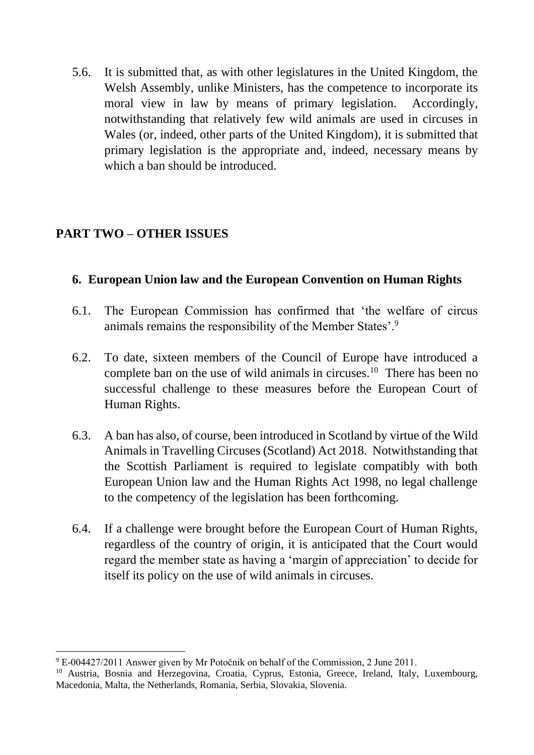5.6. It is submitted that, as with other legislatures in the United Kingdom, the Welsh Assembly, unlike Ministers, has the competence to incorporate its moral view in law by means of primary legislation. Accordingly, notwithstanding that relatively few wild animals are used in circuses in Wales (or, indeed, other parts of the United Kingdom), it is submitted that primary legislation is the appropriate and, indeed, necessary means by which a ban should be introduced.

## PART TWO – OTHER ISSUES

### 6. European Union law and the European Convention on Human Rights

6.1. The European Commission has confirmed that 'the welfare of circus animals remains the responsibility of the Member States'.[9]

6.2. To date, sixteen members of the Council of Europe have introduced a complete ban on the use of wild animals in circuses.[10] There has been no successful challenge to these measures before the European Court of Human Rights.

6.3. A ban has also, of course, been introduced in Scotland by virtue of the Wild Animals in Travelling Circuses (Scotland) Act 2018. Notwithstanding that the Scottish Parliament is required to legislate compatibly with both European Union law and the Human Rights Act 1998, no legal challenge to the competency of the legislation has been forthcoming.

6.4. If a challenge were brought before the European Court of Human Rights, regardless of the country of origin, it is anticipated that the Court would regard the member state as having a 'margin of appreciation' to decide for itself its policy on the use of wild animals in circuses.

---

[9] E-004427/2011 Answer given by Mr Potočnik on behalf of the Commission, 2 June 2011.

[10] Austria, Bosnia and Herzegovina, Croatia, Cyprus, Estonia, Greece, Ireland, Italy, Luxembourg, Macedonia, Malta, the Netherlands, Romania, Serbia, Slovakia, Slovenia.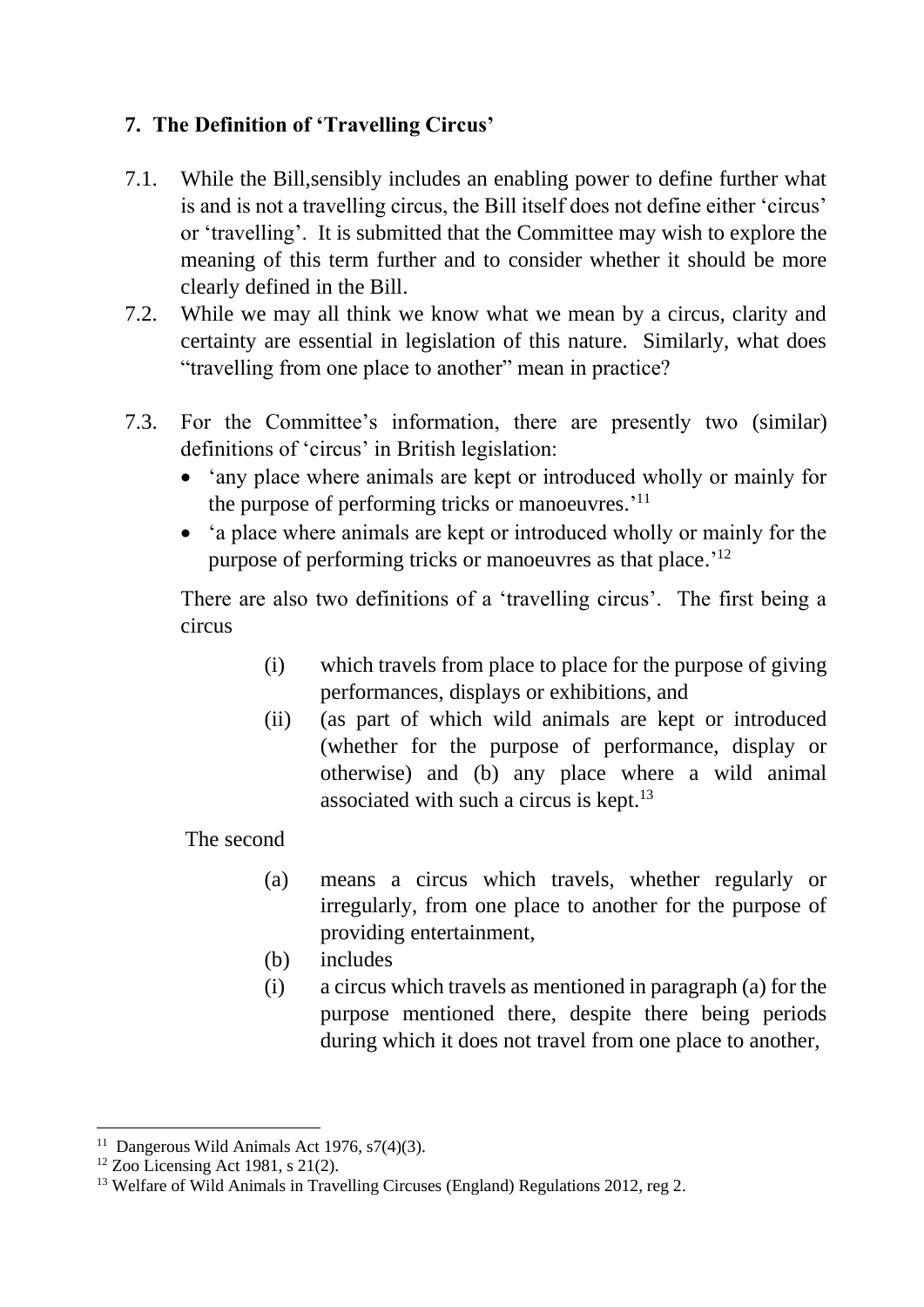## 7. The Definition of 'Travelling Circus'

7.1. While the Bill,sensibly includes an enabling power to define further what is and is not a travelling circus, the Bill itself does not define either 'circus' or 'travelling'. It is submitted that the Committee may wish to explore the meaning of this term further and to consider whether it should be more clearly defined in the Bill.

7.2. While we may all think we know what we mean by a circus, clarity and certainty are essential in legislation of this nature. Similarly, what does "travelling from one place to another" mean in practice?

7.3. For the Committee's information, there are presently two (similar) definitions of 'circus' in British legislation:

- 'any place where animals are kept or introduced wholly or mainly for the purpose of performing tricks or manoeuvres.'[11]
- 'a place where animals are kept or introduced wholly or mainly for the purpose of performing tricks or manoeuvres as that place.'[12]

There are also two definitions of a 'travelling circus'. The first being a circus

(i) which travels from place to place for the purpose of giving performances, displays or exhibitions, and

(ii) (as part of which wild animals are kept or introduced (whether for the purpose of performance, display or otherwise) and (b) any place where a wild animal associated with such a circus is kept.[13]

The second

(a) means a circus which travels, whether regularly or irregularly, from one place to another for the purpose of providing entertainment,

(b) includes

(i) a circus which travels as mentioned in paragraph (a) for the purpose mentioned there, despite there being periods during which it does not travel from one place to another,

---

[11] Dangerous Wild Animals Act 1976, s7(4)(3).

[12] Zoo Licensing Act 1981, s 21(2).

[13] Welfare of Wild Animals in Travelling Circuses (England) Regulations 2012, reg 2.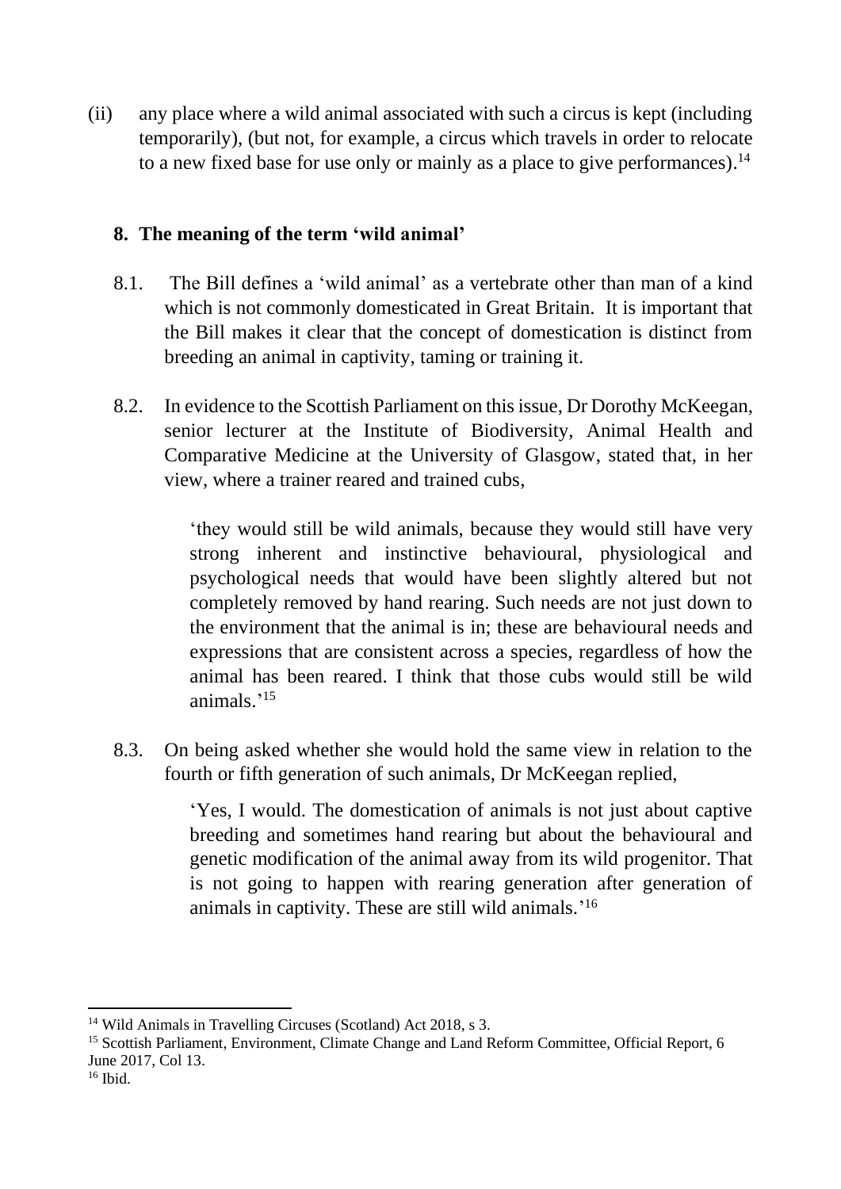(ii) any place where a wild animal associated with such a circus is kept (including temporarily), (but not, for example, a circus which travels in order to relocate to a new fixed base for use only or mainly as a place to give performances).[14]

## 8. The meaning of the term 'wild animal'

8.1. The Bill defines a 'wild animal' as a vertebrate other than man of a kind which is not commonly domesticated in Great Britain. It is important that the Bill makes it clear that the concept of domestication is distinct from breeding an animal in captivity, taming or training it.

8.2. In evidence to the Scottish Parliament on this issue, Dr Dorothy McKeegan, senior lecturer at the Institute of Biodiversity, Animal Health and Comparative Medicine at the University of Glasgow, stated that, in her view, where a trainer reared and trained cubs,

> 'they would still be wild animals, because they would still have very strong inherent and instinctive behavioural, physiological and psychological needs that would have been slightly altered but not completely removed by hand rearing. Such needs are not just down to the environment that the animal is in; these are behavioural needs and expressions that are consistent across a species, regardless of how the animal has been reared. I think that those cubs would still be wild animals.'[15]

8.3. On being asked whether she would hold the same view in relation to the fourth or fifth generation of such animals, Dr McKeegan replied,

> 'Yes, I would. The domestication of animals is not just about captive breeding and sometimes hand rearing but about the behavioural and genetic modification of the animal away from its wild progenitor. That is not going to happen with rearing generation after generation of animals in captivity. These are still wild animals.'[16]

---

[14] Wild Animals in Travelling Circuses (Scotland) Act 2018, s 3.

[15] Scottish Parliament, Environment, Climate Change and Land Reform Committee, Official Report, 6 June 2017, Col 13.

[16] Ibid.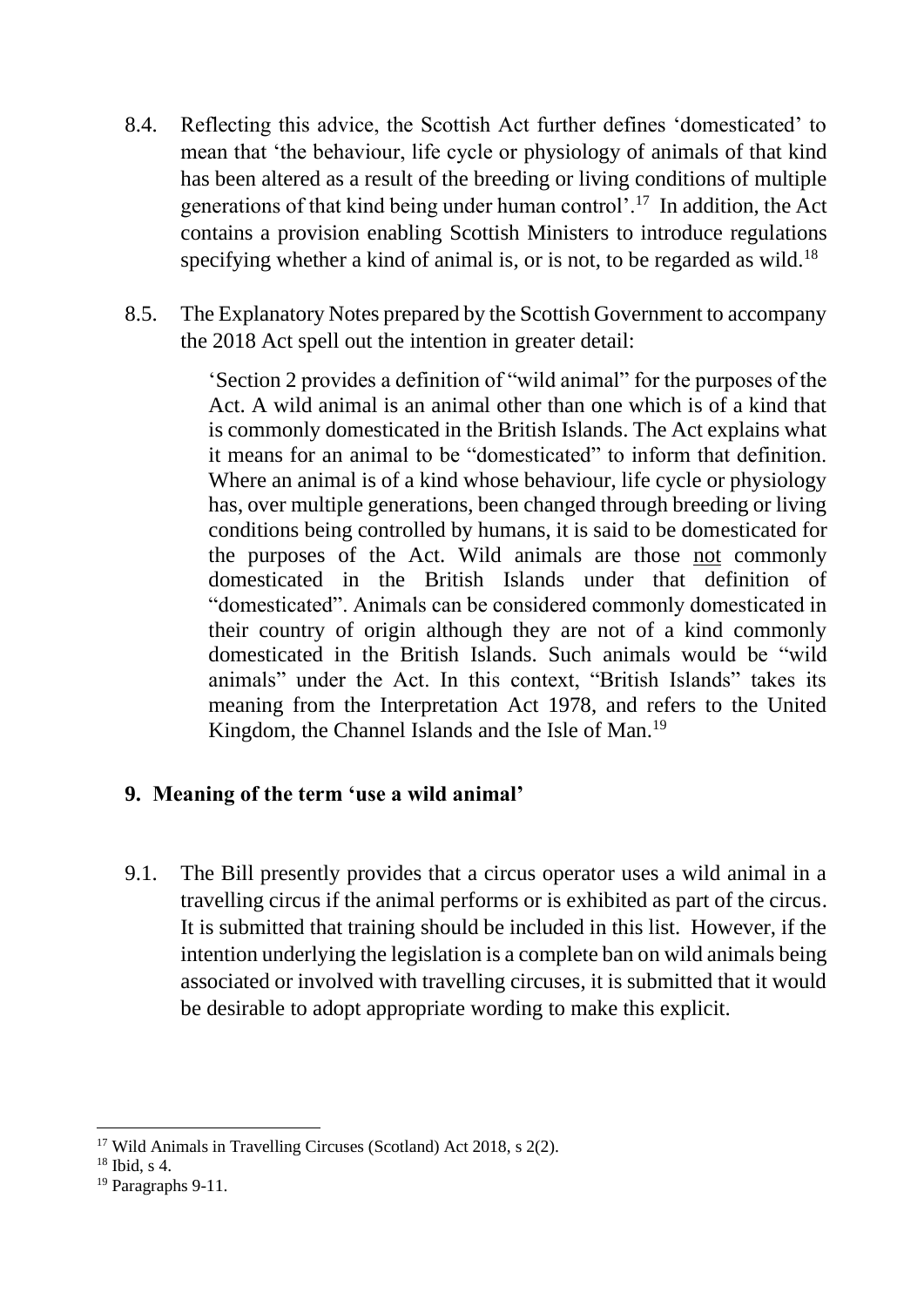8.4. Reflecting this advice, the Scottish Act further defines 'domesticated' to mean that 'the behaviour, life cycle or physiology of animals of that kind has been altered as a result of the breeding or living conditions of multiple generations of that kind being under human control'.[17] In addition, the Act contains a provision enabling Scottish Ministers to introduce regulations specifying whether a kind of animal is, or is not, to be regarded as wild.[18]

8.5. The Explanatory Notes prepared by the Scottish Government to accompany the 2018 Act spell out the intention in greater detail:

> 'Section 2 provides a definition of "wild animal" for the purposes of the Act. A wild animal is an animal other than one which is of a kind that is commonly domesticated in the British Islands. The Act explains what it means for an animal to be "domesticated" to inform that definition. Where an animal is of a kind whose behaviour, life cycle or physiology has, over multiple generations, been changed through breeding or living conditions being controlled by humans, it is said to be domesticated for the purposes of the Act. Wild animals are those <u>not</u> commonly domesticated in the British Islands under that definition of "domesticated". Animals can be considered commonly domesticated in their country of origin although they are not of a kind commonly domesticated in the British Islands. Such animals would be "wild animals" under the Act. In this context, "British Islands" takes its meaning from the Interpretation Act 1978, and refers to the United Kingdom, the Channel Islands and the Isle of Man.[19]

## 9. Meaning of the term 'use a wild animal'

9.1. The Bill presently provides that a circus operator uses a wild animal in a travelling circus if the animal performs or is exhibited as part of the circus. It is submitted that training should be included in this list. However, if the intention underlying the legislation is a complete ban on wild animals being associated or involved with travelling circuses, it is submitted that it would be desirable to adopt appropriate wording to make this explicit.

---

[17] Wild Animals in Travelling Circuses (Scotland) Act 2018, s 2(2).

[18] Ibid, s 4.

[19] Paragraphs 9-11.